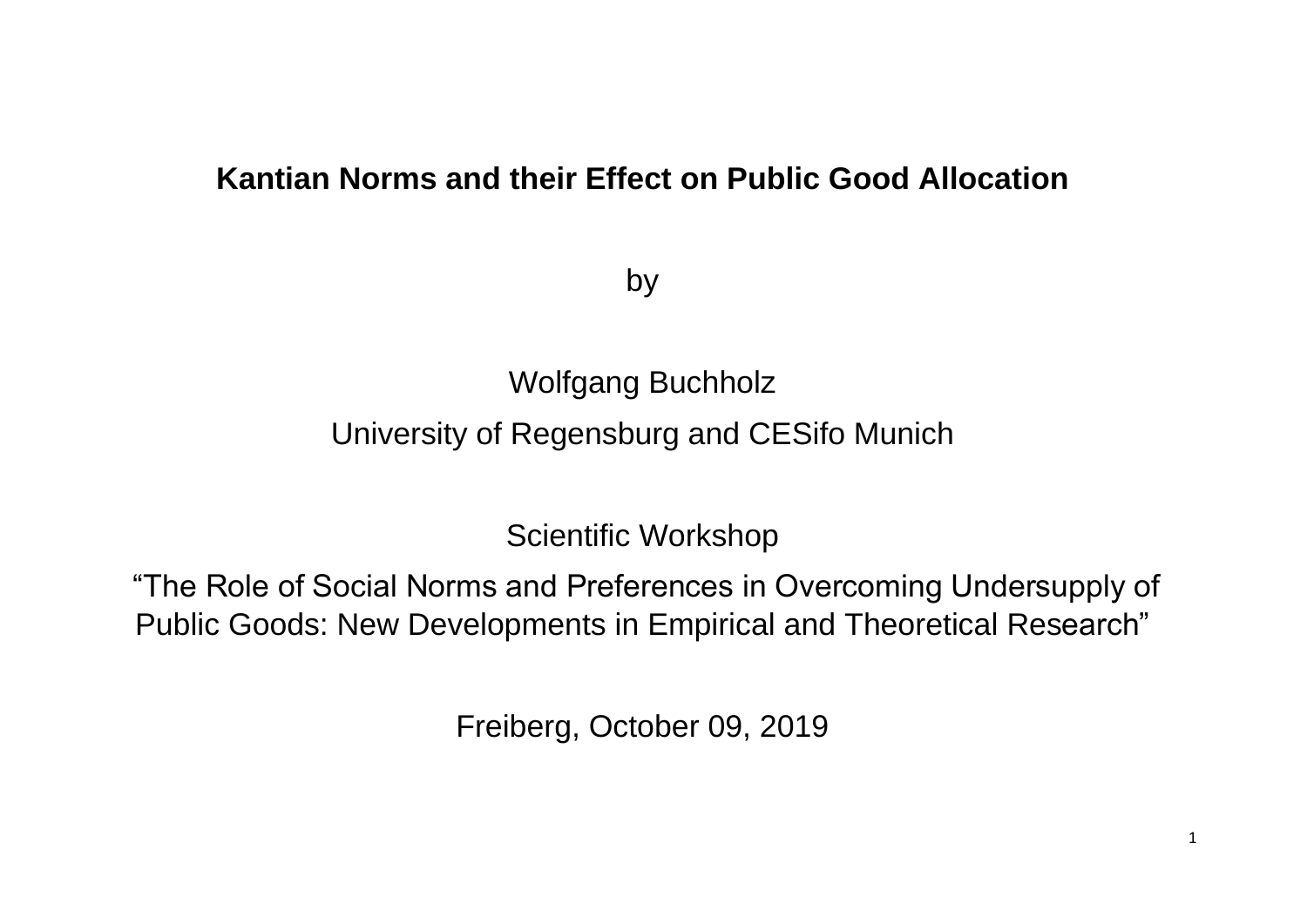# Kantian Norms and their Effect on Public Good Allocation

by

Wolfgang Buchholz

University of Regensburg and CESifo Munich

Scientific Workshop

"The Role of Social Norms and Preferences in Overcoming Undersupply of Public Goods: New Developments in Empirical and Theoretical Research"

Freiberg, October 09, 2019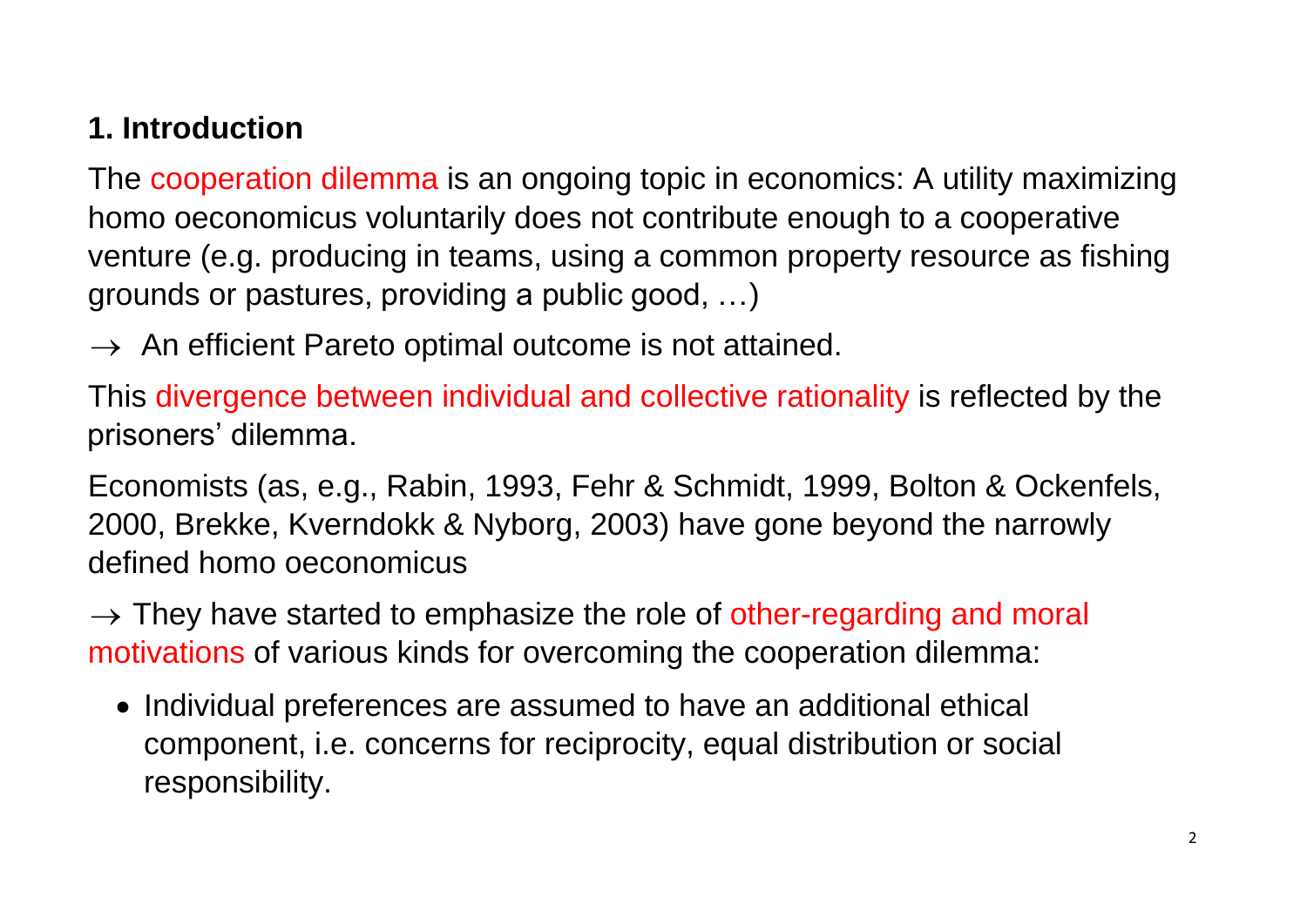## 1. Introduction

The cooperation dilemma is an ongoing topic in economics: A utility maximizing homo oeconomicus voluntarily does not contribute enough to a cooperative venture (e.g. producing in teams, using a common property resource as fishing grounds or pastures, providing a public good, …)

→ An efficient Pareto optimal outcome is not attained.

This divergence between individual and collective rationality is reflected by the prisoners' dilemma.

Economists (as, e.g., Rabin, 1993, Fehr & Schmidt, 1999, Bolton & Ockenfels, 2000, Brekke, Kverndokk & Nyborg, 2003) have gone beyond the narrowly defined homo oeconomicus

→ They have started to emphasize the role of other-regarding and moral motivations of various kinds for overcoming the cooperation dilemma:

- Individual preferences are assumed to have an additional ethical component, i.e. concerns for reciprocity, equal distribution or social responsibility.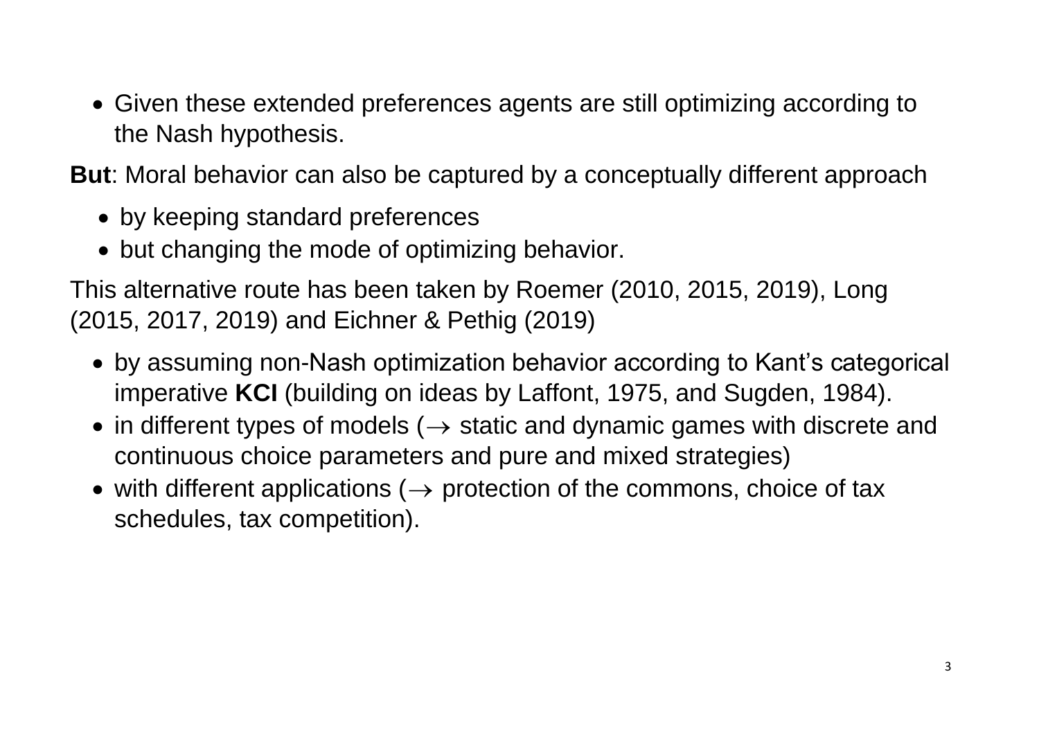- Given these extended preferences agents are still optimizing according to the Nash hypothesis.

**But**: Moral behavior can also be captured by a conceptually different approach

- by keeping standard preferences
- but changing the mode of optimizing behavior.

This alternative route has been taken by Roemer (2010, 2015, 2019), Long (2015, 2017, 2019) and Eichner & Pethig (2019)

- by assuming non-Nash optimization behavior according to Kant's categorical imperative **KCI** (building on ideas by Laffont, 1975, and Sugden, 1984).
- in different types of models ($\rightarrow$ static and dynamic games with discrete and continuous choice parameters and pure and mixed strategies)
- with different applications ($\rightarrow$ protection of the commons, choice of tax schedules, tax competition).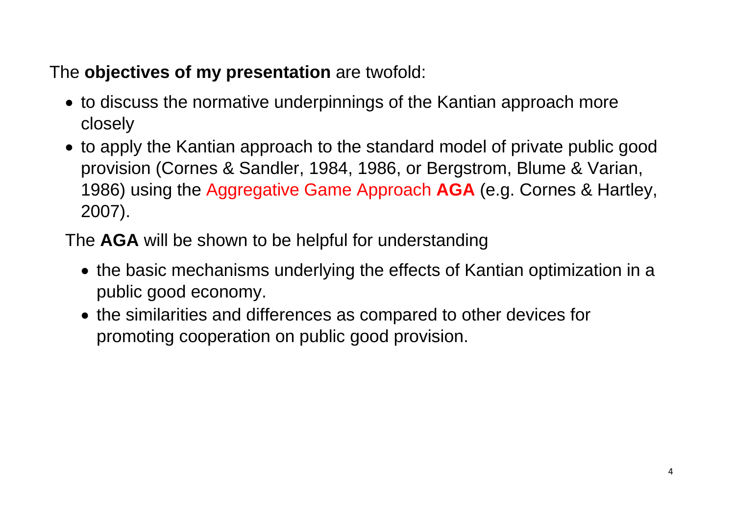The **objectives of my presentation** are twofold:

- to discuss the normative underpinnings of the Kantian approach more closely
- to apply the Kantian approach to the standard model of private public good provision (Cornes & Sandler, 1984, 1986, or Bergstrom, Blume & Varian, 1986) using the Aggregative Game Approach **AGA** (e.g. Cornes & Hartley, 2007).

The **AGA** will be shown to be helpful for understanding

- the basic mechanisms underlying the effects of Kantian optimization in a public good economy.
- the similarities and differences as compared to other devices for promoting cooperation on public good provision.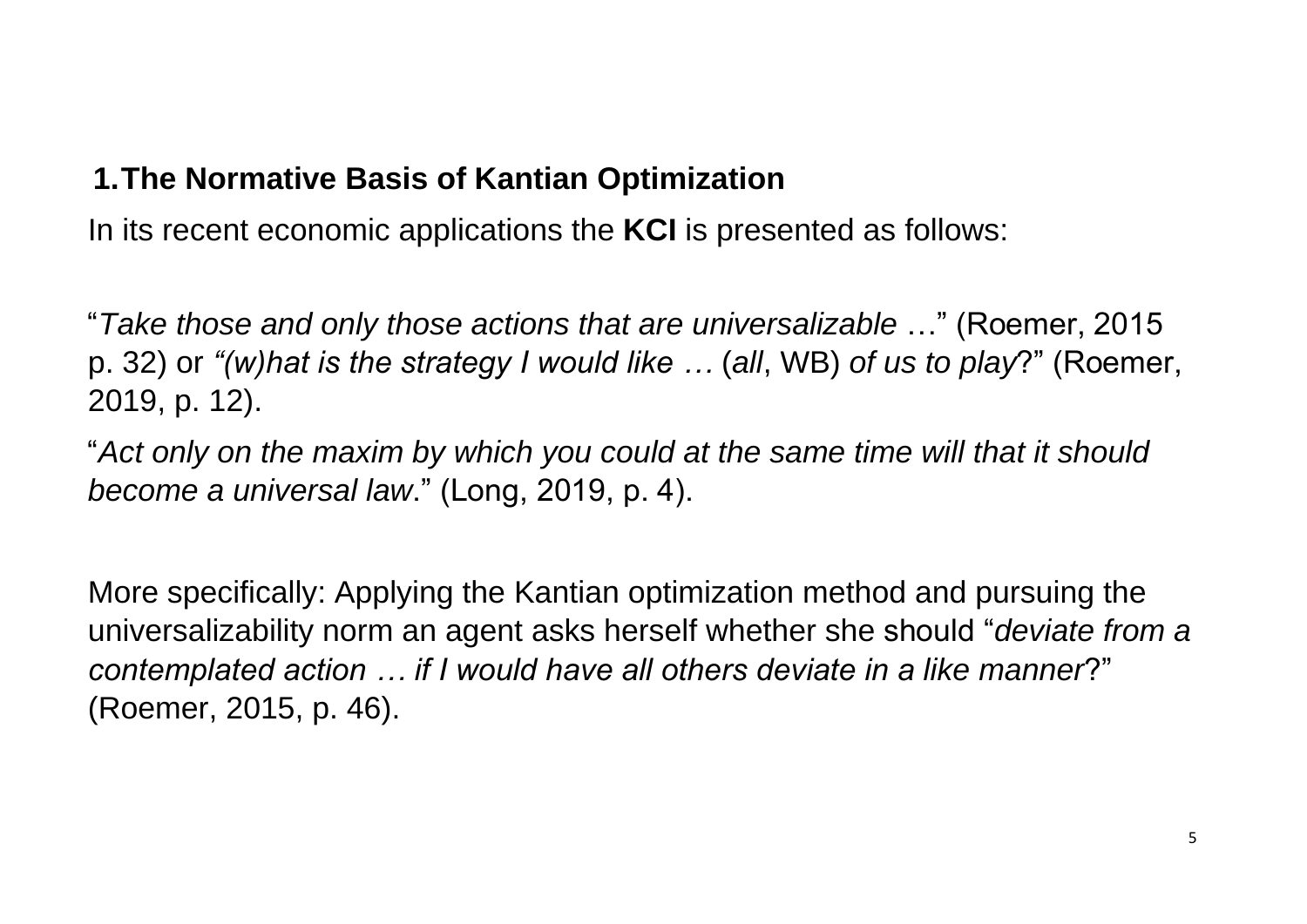## 1. The Normative Basis of Kantian Optimization

In its recent economic applications the **KCI** is presented as follows:

"*Take those and only those actions that are universalizable* …" (Roemer, 2015 p. 32) or *"(w)hat is the strategy I would like …* (*all*, WB) *of us to play*?" (Roemer, 2019, p. 12).

"*Act only on the maxim by which you could at the same time will that it should become a universal law*." (Long, 2019, p. 4).

More specifically: Applying the Kantian optimization method and pursuing the universalizability norm an agent asks herself whether she should "*deviate from a contemplated action … if I would have all others deviate in a like manner*?" (Roemer, 2015, p. 46).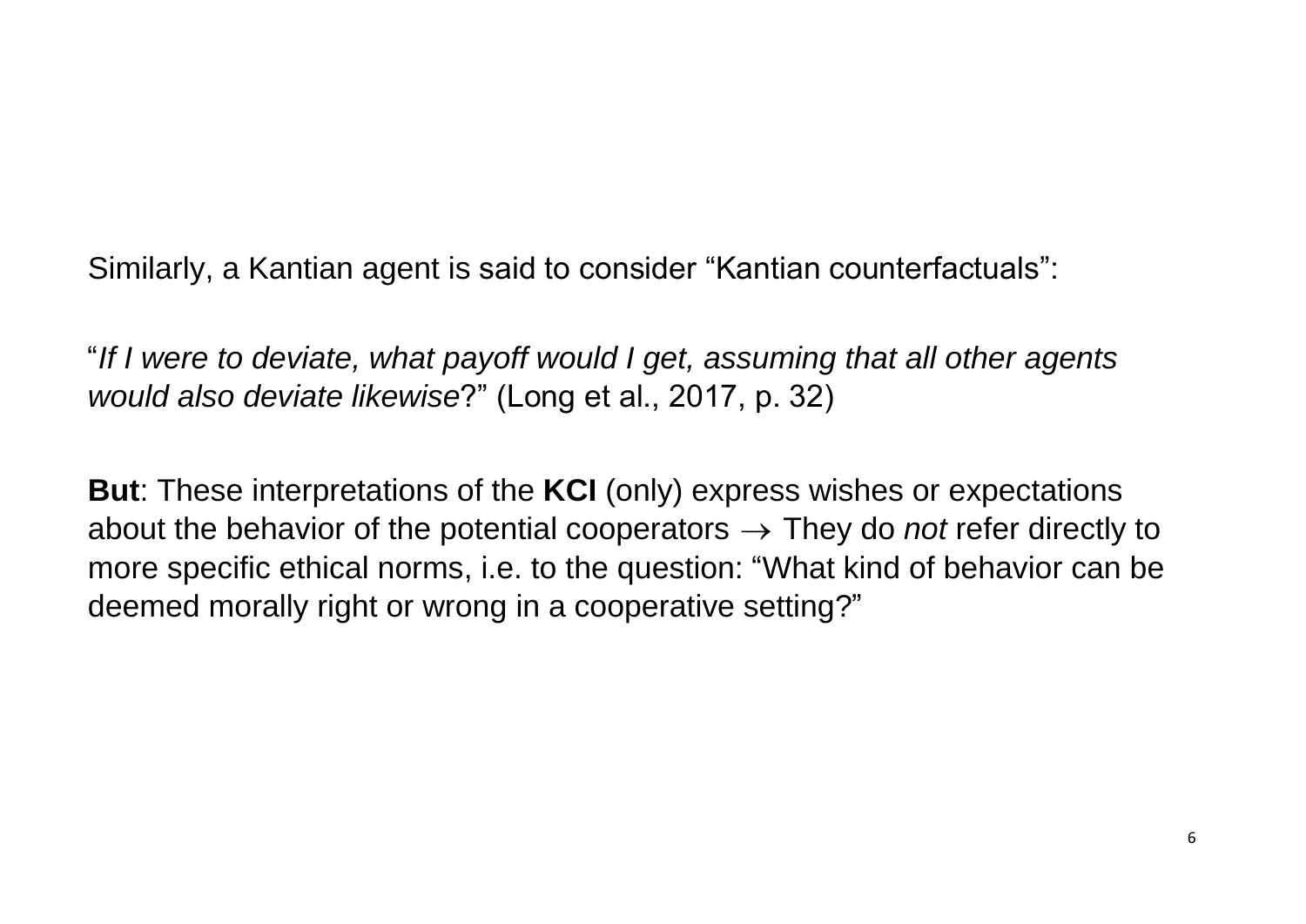Similarly, a Kantian agent is said to consider "Kantian counterfactuals":

"*If I were to deviate, what payoff would I get, assuming that all other agents would also deviate likewise*?" (Long et al., 2017, p. 32)

**But**: These interpretations of the **KCI** (only) express wishes or expectations about the behavior of the potential cooperators $\rightarrow$ They do *not* refer directly to more specific ethical norms, i.e. to the question: "What kind of behavior can be deemed morally right or wrong in a cooperative setting?"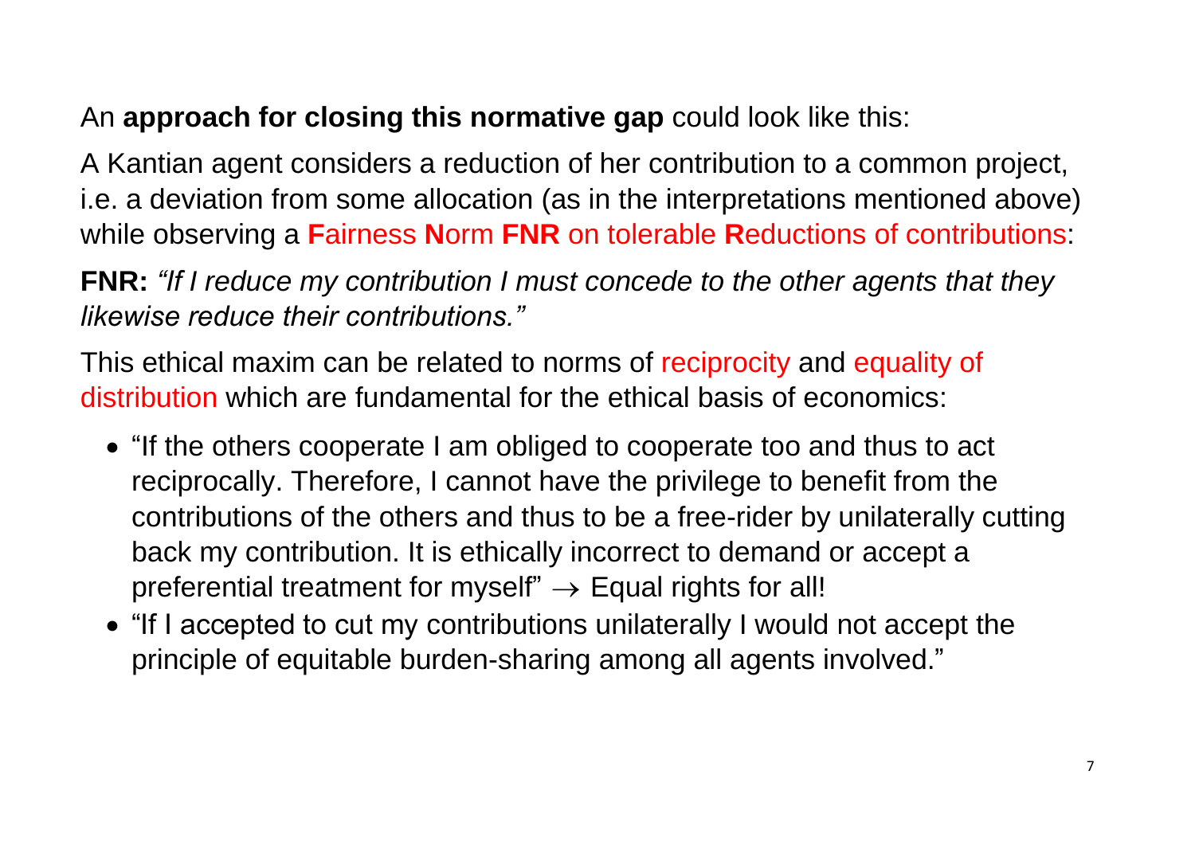An **approach for closing this normative gap** could look like this:

A Kantian agent considers a reduction of her contribution to a common project, i.e. a deviation from some allocation (as in the interpretations mentioned above) while observing a **F**airness **N**orm **FNR** on tolerable **R**eductions of contributions:

**FNR:** *"If I reduce my contribution I must concede to the other agents that they likewise reduce their contributions."*

This ethical maxim can be related to norms of reciprocity and equality of distribution which are fundamental for the ethical basis of economics:

- "If the others cooperate I am obliged to cooperate too and thus to act reciprocally. Therefore, I cannot have the privilege to benefit from the contributions of the others and thus to be a free-rider by unilaterally cutting back my contribution. It is ethically incorrect to demand or accept a preferential treatment for myself" $\rightarrow$ Equal rights for all!
- "If I accepted to cut my contributions unilaterally I would not accept the principle of equitable burden-sharing among all agents involved."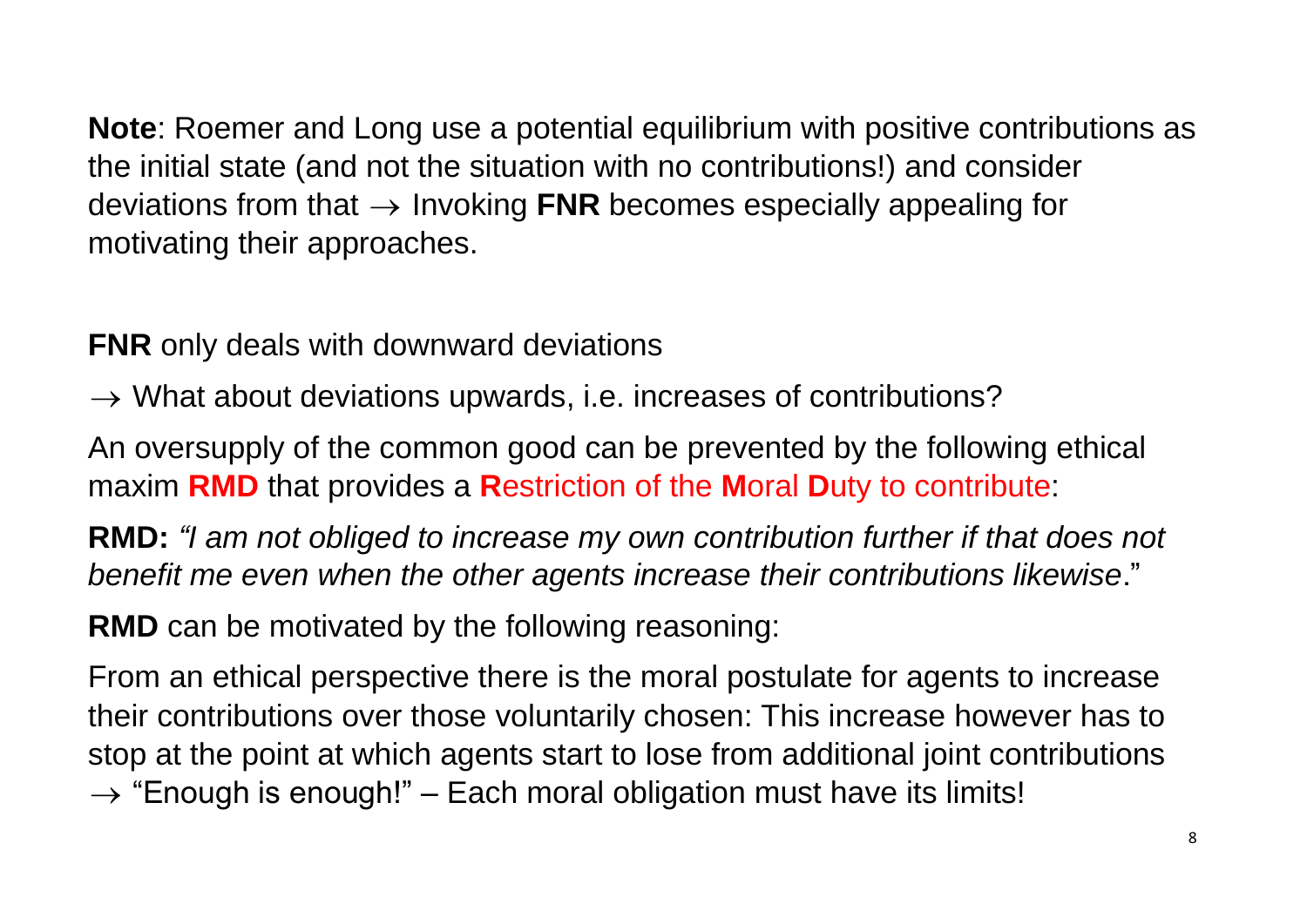**Note**: Roemer and Long use a potential equilibrium with positive contributions as the initial state (and not the situation with no contributions!) and consider deviations from that → Invoking **FNR** becomes especially appealing for motivating their approaches.

**FNR** only deals with downward deviations

→ What about deviations upwards, i.e. increases of contributions?

An oversupply of the common good can be prevented by the following ethical maxim **RMD** that provides a **R**estriction of the **M**oral **D**uty to contribute:

**RMD:** *"I am not obliged to increase my own contribution further if that does not benefit me even when the other agents increase their contributions likewise*."

**RMD** can be motivated by the following reasoning:

From an ethical perspective there is the moral postulate for agents to increase their contributions over those voluntarily chosen: This increase however has to stop at the point at which agents start to lose from additional joint contributions → "Enough is enough!" – Each moral obligation must have its limits!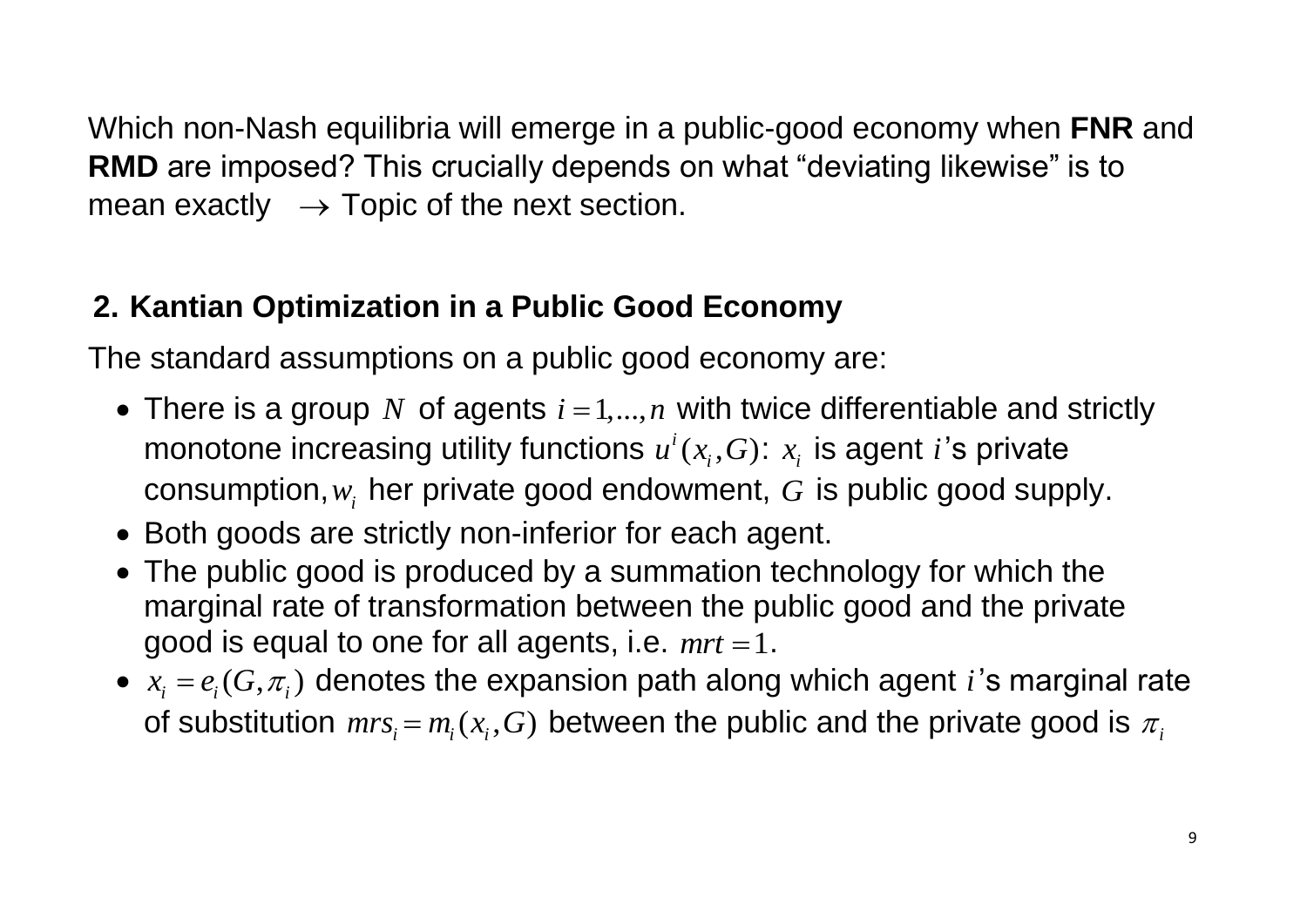Which non-Nash equilibria will emerge in a public-good economy when **FNR** and **RMD** are imposed? This crucially depends on what "deviating likewise" is to mean exactly $\rightarrow$ Topic of the next section.

## 2. Kantian Optimization in a Public Good Economy

The standard assumptions on a public good economy are:

- There is a group $N$ of agents $i = 1,...,n$ with twice differentiable and strictly monotone increasing utility functions $u^i(x_i, G)$: $x_i$ is agent $i$'s private consumption, $w_i$ her private good endowment, $G$ is public good supply.
- Both goods are strictly non-inferior for each agent.
- The public good is produced by a summation technology for which the marginal rate of transformation between the public good and the private good is equal to one for all agents, i.e. $mrt = 1$.
- $x_i = e_i(G, \pi_i)$ denotes the expansion path along which agent $i$'s marginal rate of substitution $mrs_i = m_i(x_i, G)$ between the public and the private good is $\pi_i$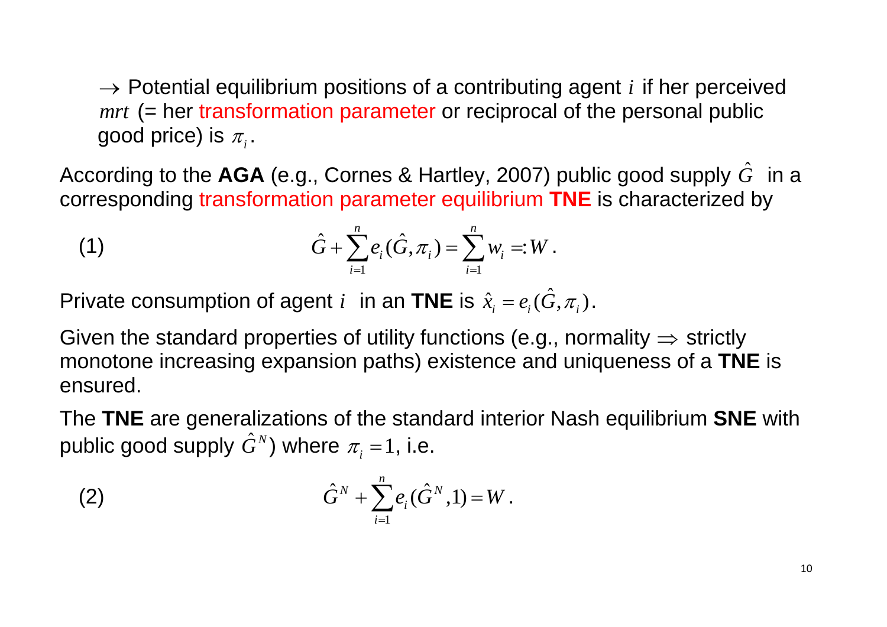$\rightarrow$ Potential equilibrium positions of a contributing agent $i$ if her perceived $mrt$ (= her transformation parameter or reciprocal of the personal public good price) is $\pi_i$.

According to the **AGA** (e.g., Cornes & Hartley, 2007) public good supply $\hat{G}$ in a corresponding transformation parameter equilibrium **TNE** is characterized by

(1)
$$\hat{G} + \sum_{i=1}^{n} e_i(\hat{G}, \pi_i) = \sum_{i=1}^{n} w_i =: W .$$

Private consumption of agent $i$ in an **TNE** is $\hat{x}_i = e_i(\hat{G}, \pi_i)$.

Given the standard properties of utility functions (e.g., normality $\Rightarrow$ strictly monotone increasing expansion paths) existence and uniqueness of a **TNE** is ensured.

The **TNE** are generalizations of the standard interior Nash equilibrium **SNE** with public good supply $\hat{G}^N$) where $\pi_i = 1$, i.e.

(2)
$$\hat{G}^N + \sum_{i=1}^{n} e_i(\hat{G}^N, 1) = W .$$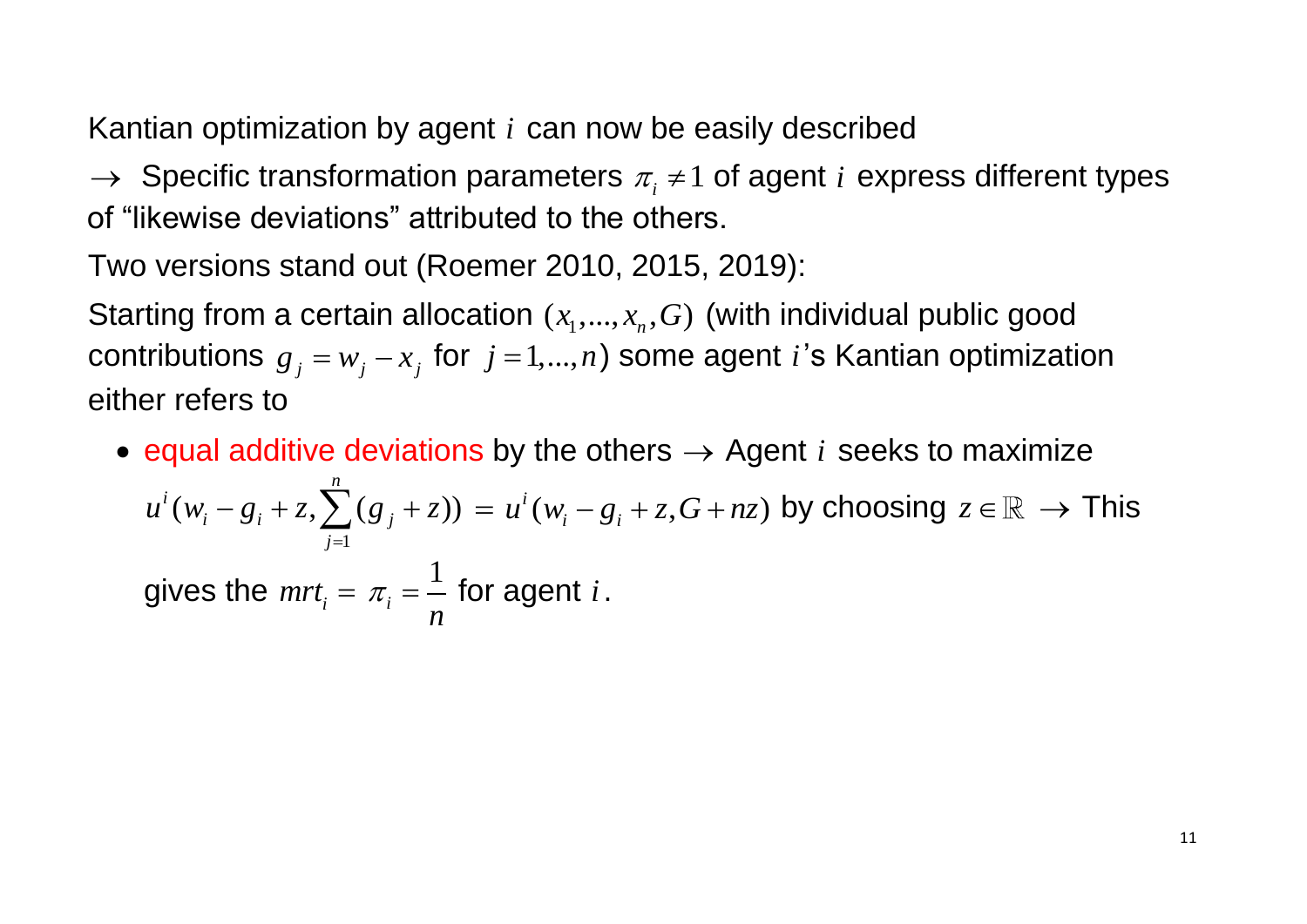Kantian optimization by agent $i$ can now be easily described

$\rightarrow$ Specific transformation parameters $\pi_i \neq 1$ of agent $i$ express different types of "likewise deviations" attributed to the others.

Two versions stand out (Roemer 2010, 2015, 2019):

Starting from a certain allocation $(x_1,...,x_n,G)$ (with individual public good contributions $g_j = w_j - x_j$ for $j = 1,...,n$) some agent $i$'s Kantian optimization either refers to

- equal additive deviations by the others $\rightarrow$ Agent $i$ seeks to maximize $u^i(w_i - g_i + z, \sum_{j=1}^{n}(g_j + z)) = u^i(w_i - g_i + z, G + nz)$ by choosing $z \in \mathbb{R}$ $\rightarrow$ This gives the $mrt_i = \pi_i = \dfrac{1}{n}$ for agent $i$.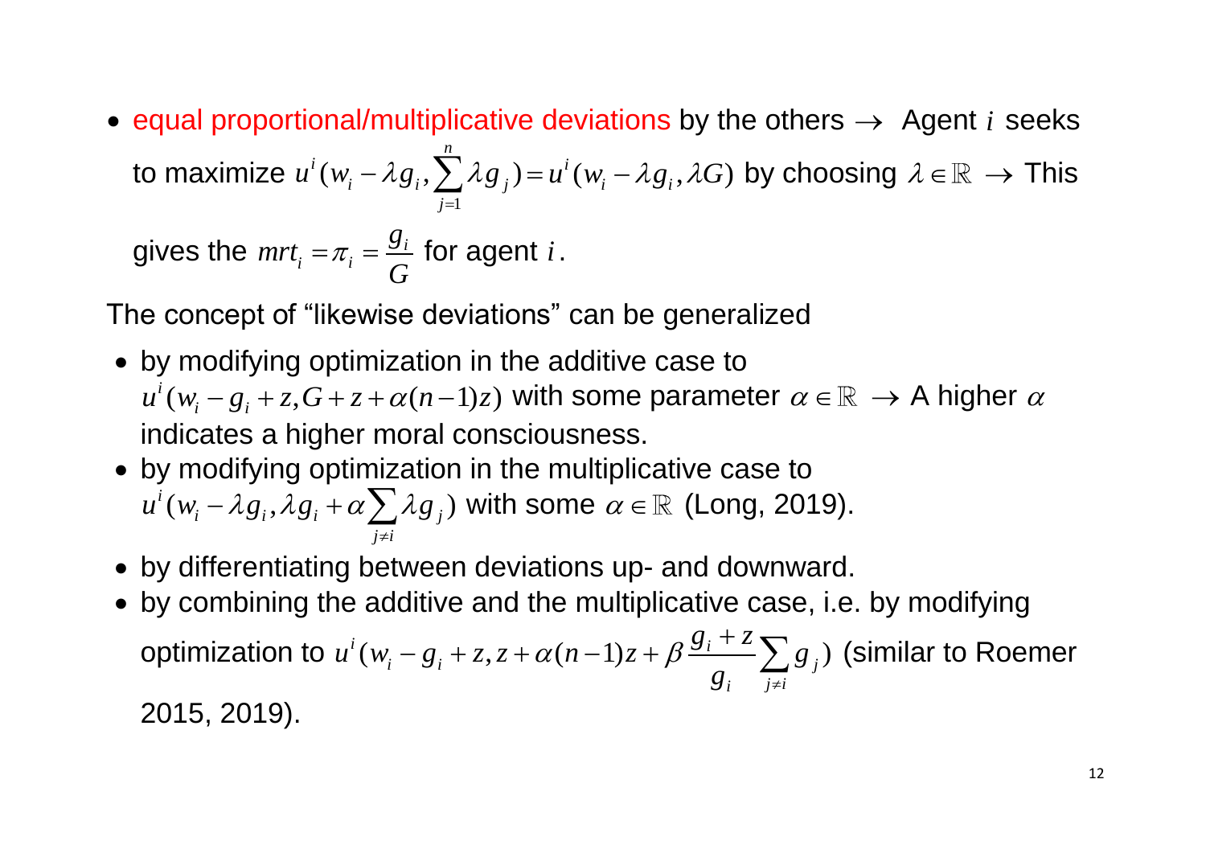- equal proportional/multiplicative deviations by the others $\rightarrow$ Agent $i$ seeks to maximize $u^i(w_i - \lambda g_i, \sum_{j=1}^{n} \lambda g_j) = u^i(w_i - \lambda g_i, \lambda G)$ by choosing $\lambda \in \mathbb{R}$ $\rightarrow$ This gives the $mrt_i = \pi_i = \frac{g_i}{G}$ for agent $i$.

The concept of "likewise deviations" can be generalized

- by modifying optimization in the additive case to $u^i(w_i - g_i + z, G + z + \alpha(n-1)z)$ with some parameter $\alpha \in \mathbb{R}$ $\rightarrow$ A higher $\alpha$ indicates a higher moral consciousness.
- by modifying optimization in the multiplicative case to $u^i(w_i - \lambda g_i, \lambda g_i + \alpha \sum_{j \neq i} \lambda g_j)$ with some $\alpha \in \mathbb{R}$ (Long, 2019).
- by differentiating between deviations up- and downward.
- by combining the additive and the multiplicative case, i.e. by modifying optimization to $u^i(w_i - g_i + z, z + \alpha(n-1)z + \beta \frac{g_i + z}{g_i} \sum_{j \neq i} g_j)$ (similar to Roemer 2015, 2019).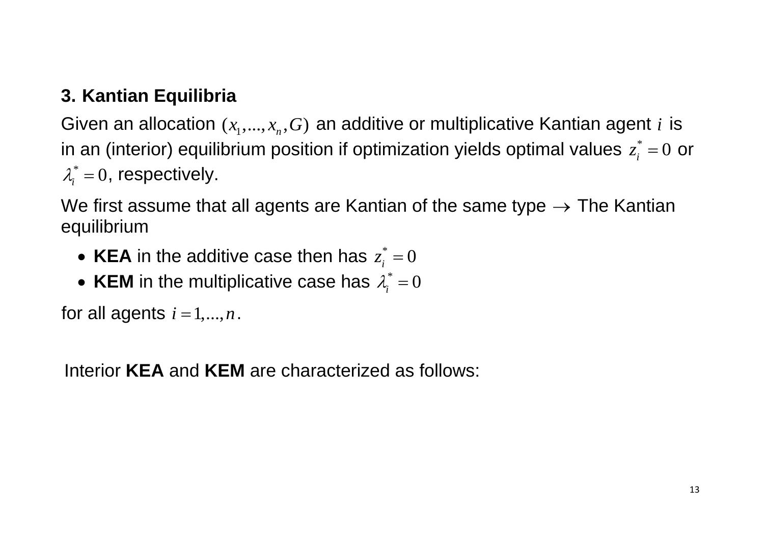### 3. Kantian Equilibria

Given an allocation $(x_1,...,x_n,G)$ an additive or multiplicative Kantian agent $i$ is in an (interior) equilibrium position if optimization yields optimal values $z_i^* = 0$ or $\lambda_i^* = 0$, respectively.

We first assume that all agents are Kantian of the same type $\rightarrow$ The Kantian equilibrium

- **KEA** in the additive case then has $z_i^* = 0$
- **KEM** in the multiplicative case has $\lambda_i^* = 0$

for all agents $i = 1,...,n$.

Interior **KEA** and **KEM** are characterized as follows: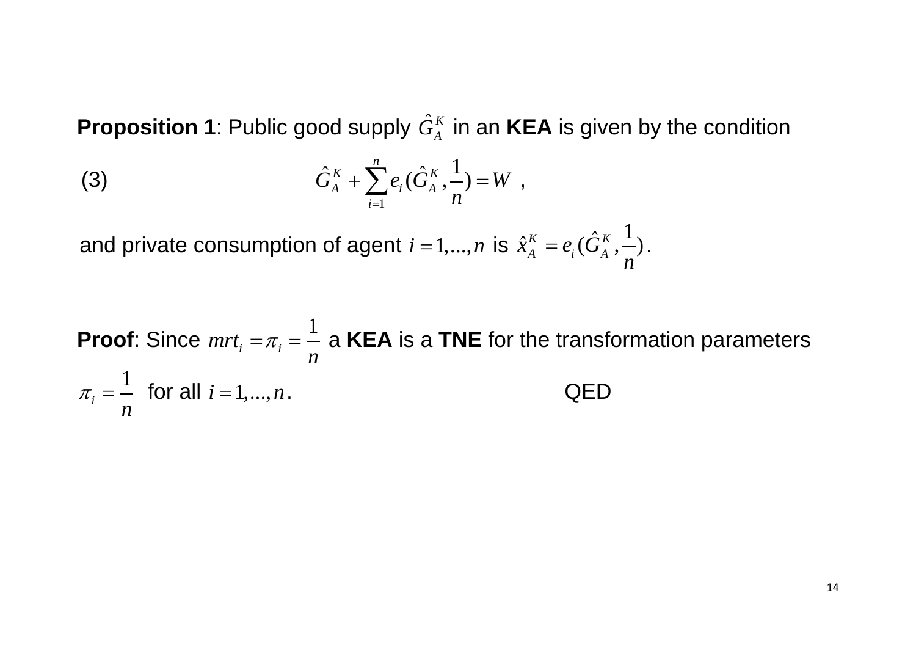**Proposition 1**: Public good supply $\hat{G}_A^K$ in an **KEA** is given by the condition

$$\hat{G}_A^K + \sum_{i=1}^{n} e_i(\hat{G}_A^K, \frac{1}{n}) = W \quad , \tag{3}$$

and private consumption of agent $i = 1,...,n$ is $\hat{x}_A^K = e_i(\hat{G}_A^K, \frac{1}{n})$.

**Proof**: Since $mrt_i = \pi_i = \frac{1}{n}$ a **KEA** is a **TNE** for the transformation parameters $\pi_i = \frac{1}{n}$ for all $i = 1,...,n$. QED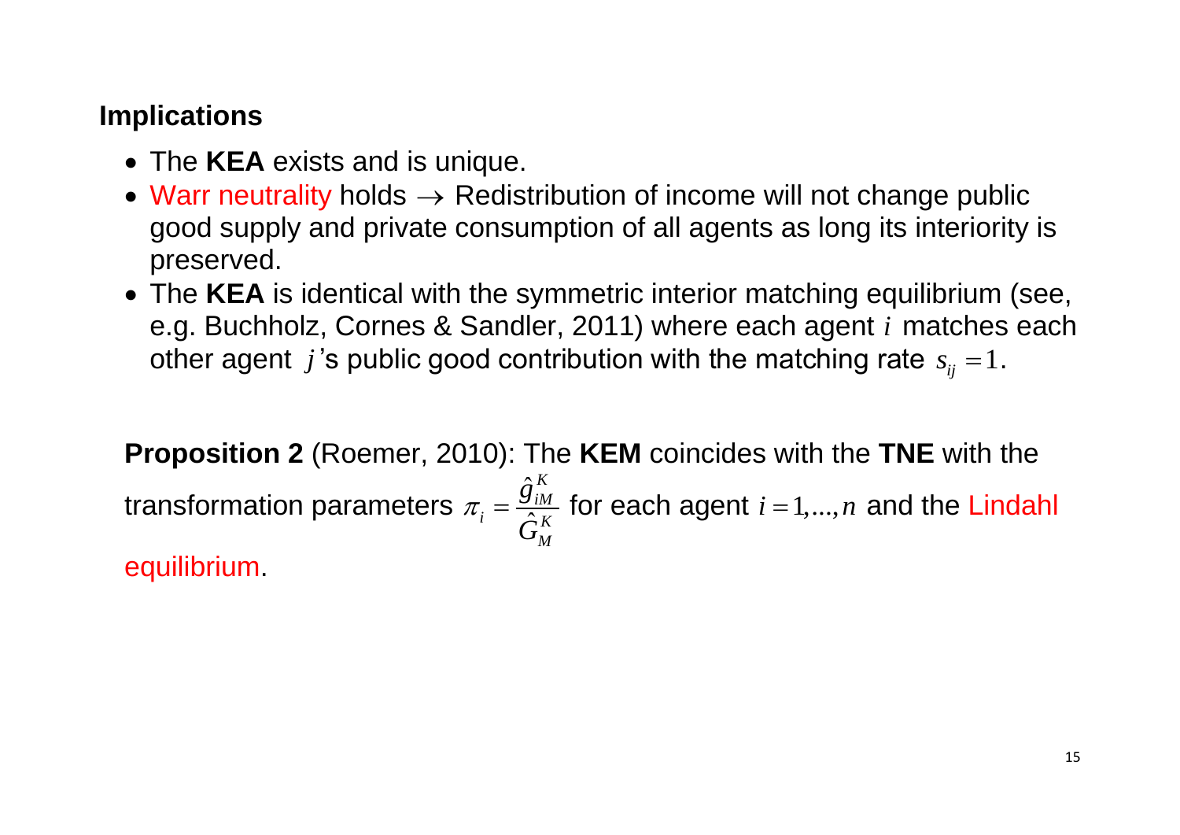## Implications

- The **KEA** exists and is unique.
- Warr neutrality holds $\rightarrow$ Redistribution of income will not change public good supply and private consumption of all agents as long its interiority is preserved.
- The **KEA** is identical with the symmetric interior matching equilibrium (see, e.g. Buchholz, Cornes & Sandler, 2011) where each agent $i$ matches each other agent $j$'s public good contribution with the matching rate $s_{ij} = 1$.

**Proposition 2** (Roemer, 2010): The **KEM** coincides with the **TNE** with the transformation parameters $\pi_i = \dfrac{\hat{g}_{iM}^K}{\hat{G}_M^K}$ for each agent $i = 1, ..., n$ and the Lindahl equilibrium.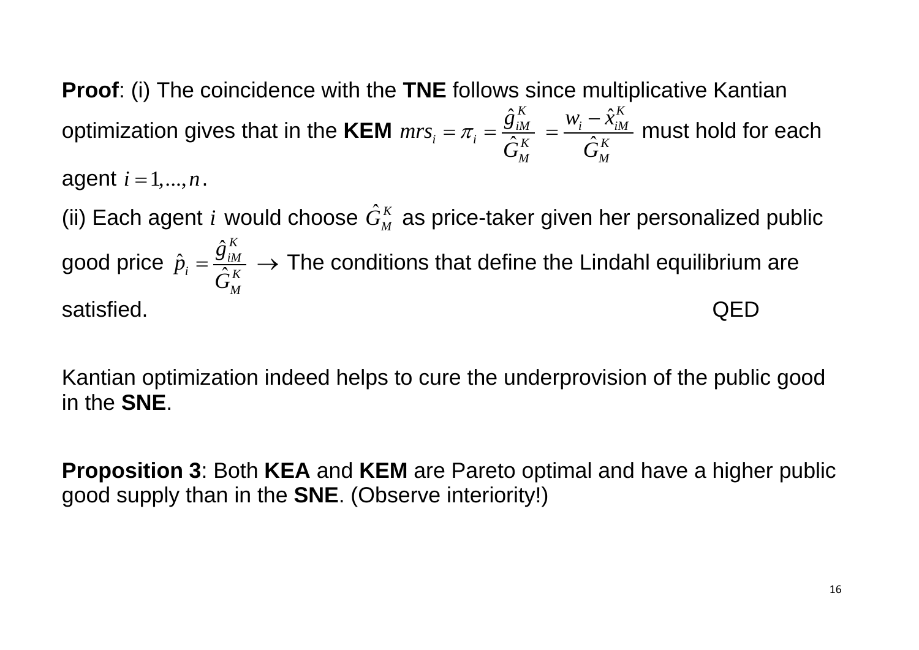**Proof**: (i) The coincidence with the **TNE** follows since multiplicative Kantian optimization gives that in the **KEM** $mrs_i = \pi_i = \dfrac{\hat{g}_{iM}^K}{\hat{G}_M^K} = \dfrac{w_i - \hat{x}_{iM}^K}{\hat{G}_M^K}$ must hold for each agent $i = 1,...,n$.

(ii) Each agent $i$ would choose $\hat{G}_M^K$ as price-taker given her personalized public good price $\hat{p}_i = \dfrac{\hat{g}_{iM}^K}{\hat{G}_M^K}$ $\rightarrow$ The conditions that define the Lindahl equilibrium are satisfied. QED

Kantian optimization indeed helps to cure the underprovision of the public good in the **SNE**.

**Proposition 3**: Both **KEA** and **KEM** are Pareto optimal and have a higher public good supply than in the **SNE**. (Observe interiority!)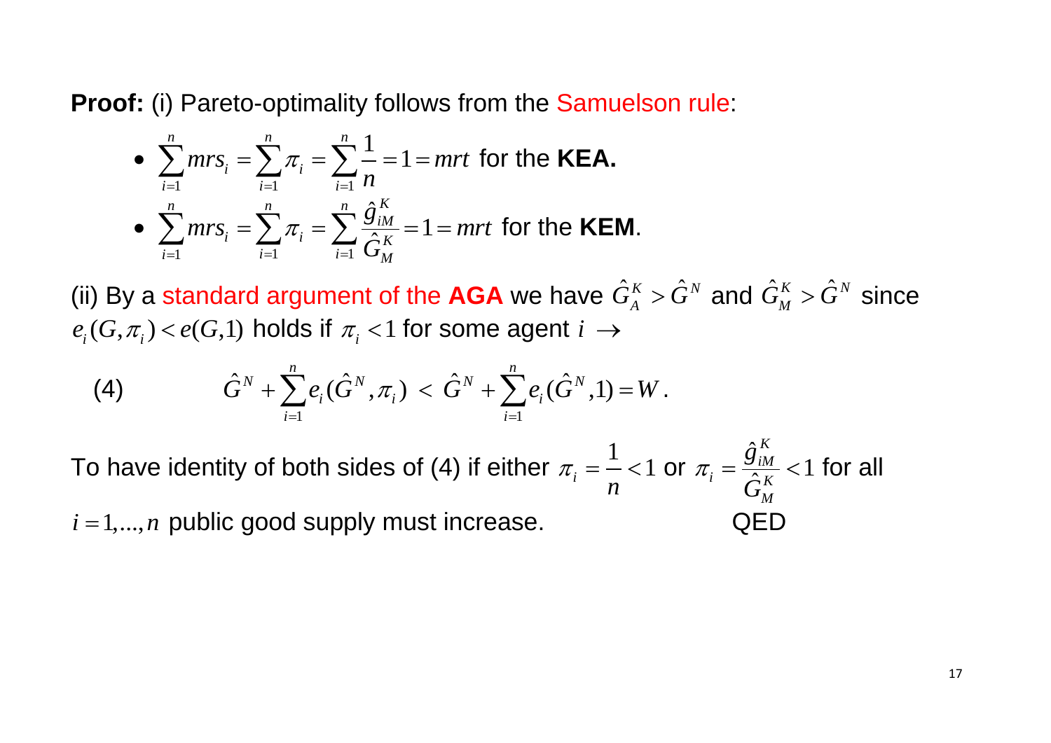**Proof:** (i) Pareto-optimality follows from the Samuelson rule:

- $\sum_{i=1}^{n} mrs_i = \sum_{i=1}^{n} \pi_i = \sum_{i=1}^{n} \frac{1}{n} = 1 = mrt$ for the **KEA.**
- $\sum_{i=1}^{n} mrs_i = \sum_{i=1}^{n} \pi_i = \sum_{i=1}^{n} \frac{\hat{g}_{iM}^K}{\hat{G}_M^K} = 1 = mrt$ for the **KEM**.

(ii) By a standard argument of the **AGA** we have $\hat{G}_A^K > \hat{G}^N$ and $\hat{G}_M^K > \hat{G}^N$ since $e_i(G, \pi_i) < e(G,1)$ holds if $\pi_i < 1$ for some agent $i$ $\rightarrow$

$$\text{(4)} \qquad \hat{G}^N + \sum_{i=1}^{n} e_i(\hat{G}^N, \pi_i) \; < \; \hat{G}^N + \sum_{i=1}^{n} e_i(\hat{G}^N, 1) = W .$$

To have identity of both sides of (4) if either $\pi_i = \frac{1}{n} < 1$ or $\pi_i = \frac{\hat{g}_{iM}^K}{\hat{G}_M^K} < 1$ for all $i = 1, ..., n$ public good supply must increase. QED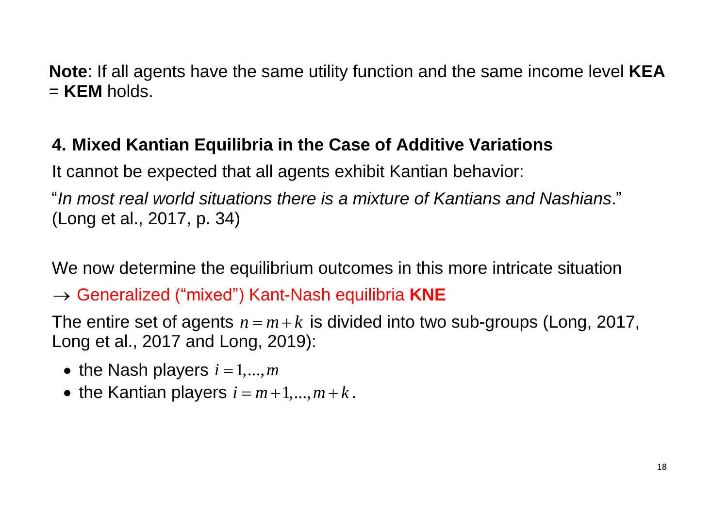**Note**: If all agents have the same utility function and the same income level **KEA** = **KEM** holds.

## 4. Mixed Kantian Equilibria in the Case of Additive Variations

It cannot be expected that all agents exhibit Kantian behavior:

"*In most real world situations there is a mixture of Kantians and Nashians*." (Long et al., 2017, p. 34)

We now determine the equilibrium outcomes in this more intricate situation

$\rightarrow$ Generalized ("mixed") Kant-Nash equilibria **KNE**

The entire set of agents $n = m + k$ is divided into two sub-groups (Long, 2017, Long et al., 2017 and Long, 2019):

- the Nash players $i = 1,...,m$
- the Kantian players $i = m+1,...,m+k$.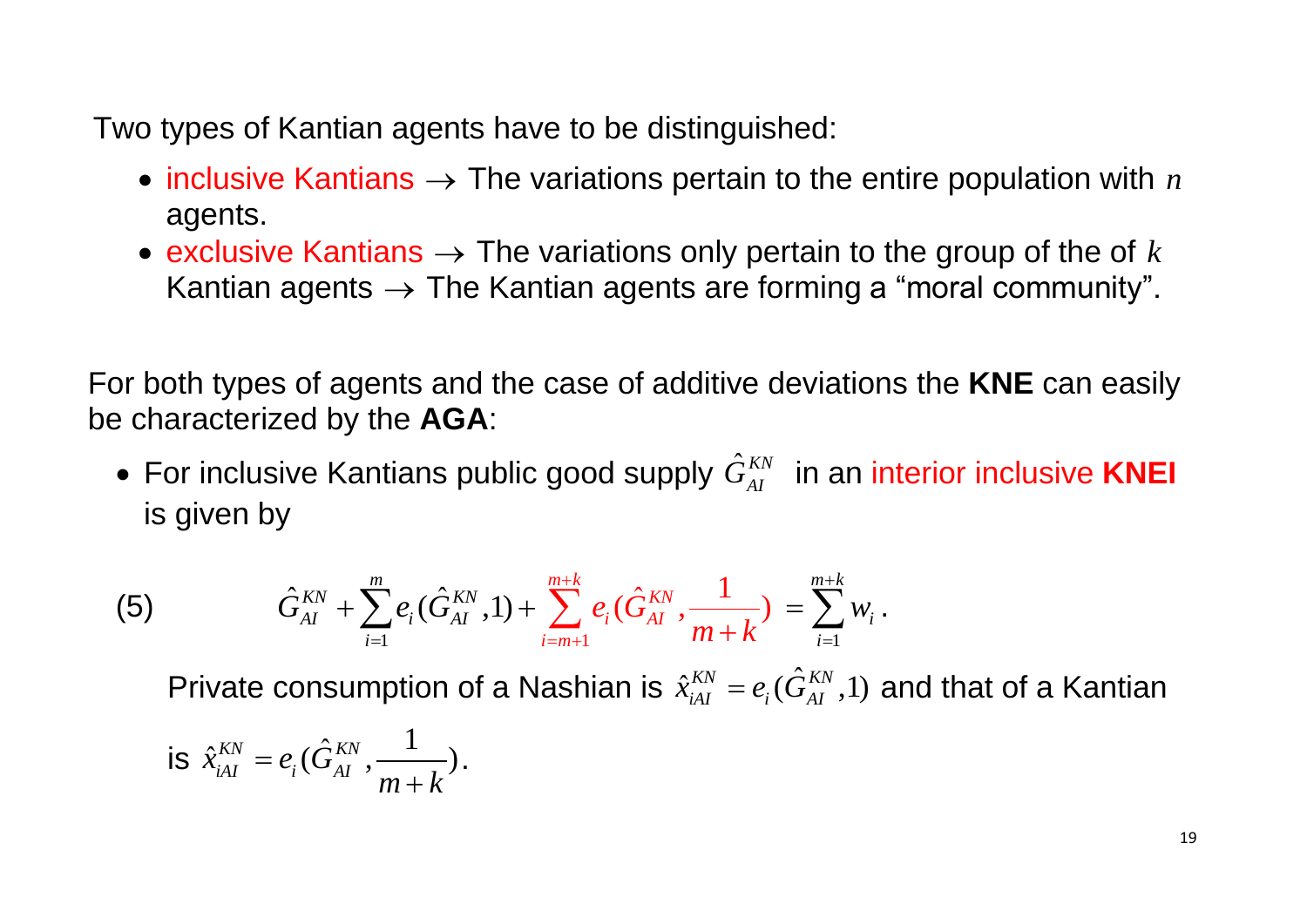Two types of Kantian agents have to be distinguished:

- inclusive Kantians $\rightarrow$ The variations pertain to the entire population with $n$ agents.
- exclusive Kantians $\rightarrow$ The variations only pertain to the group of the of $k$ Kantian agents $\rightarrow$ The Kantian agents are forming a "moral community".

For both types of agents and the case of additive deviations the **KNE** can easily be characterized by the **AGA**:

- For inclusive Kantians public good supply $\hat{G}_{AI}^{KN}$ in an interior inclusive **KNEI** is given by

$$\text{(5)} \qquad \hat{G}_{AI}^{KN} + \sum_{i=1}^{m} e_i(\hat{G}_{AI}^{KN}, 1) + \sum_{i=m+1}^{m+k} e_i(\hat{G}_{AI}^{KN}, \frac{1}{m+k}) = \sum_{i=1}^{m+k} w_i \,.$$

Private consumption of a Nashian is $\hat{x}_{iAI}^{KN} = e_i(\hat{G}_{AI}^{KN}, 1)$ and that of a Kantian is $\hat{x}_{iAI}^{KN} = e_i(\hat{G}_{AI}^{KN}, \frac{1}{m+k})$.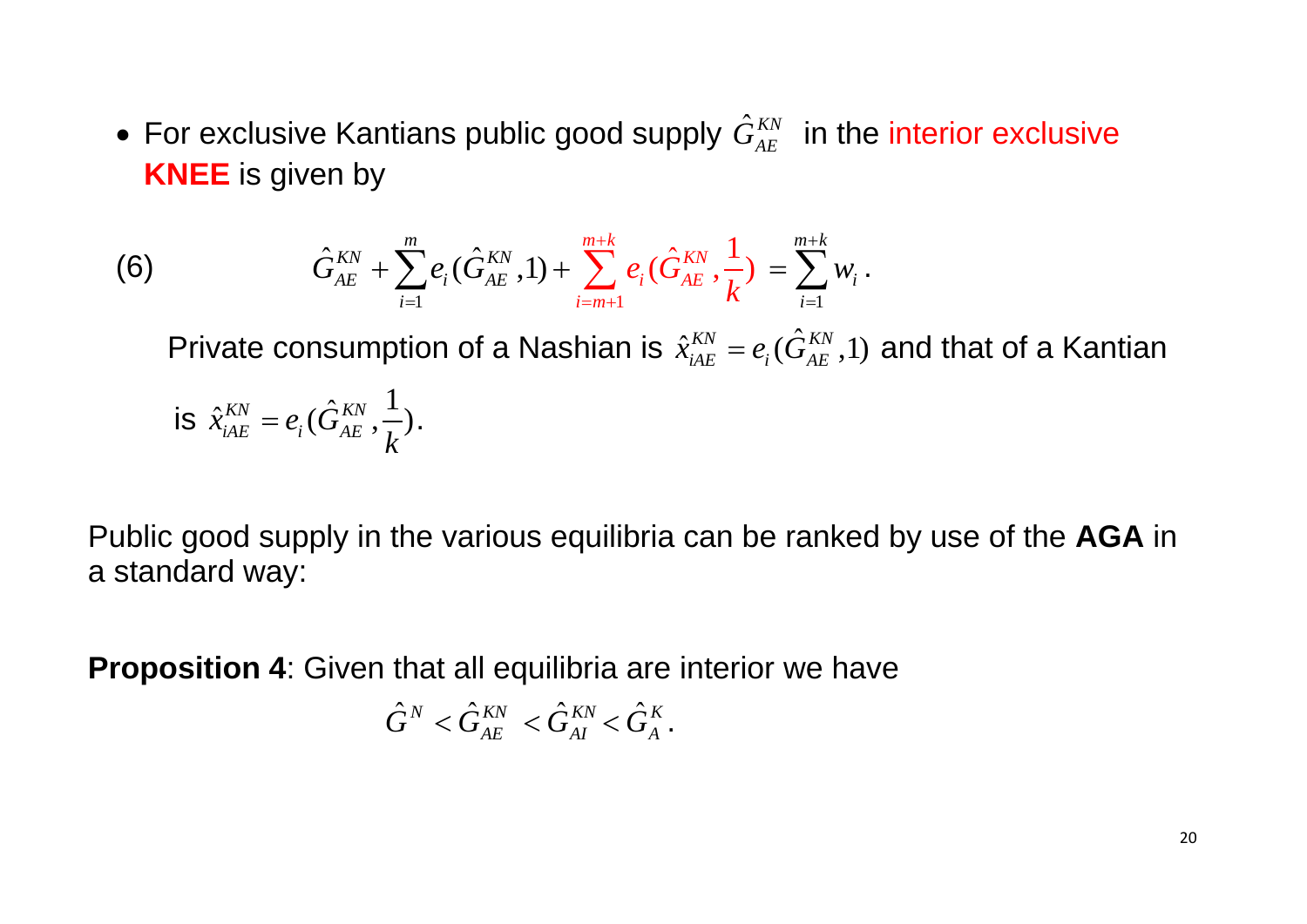- For exclusive Kantians public good supply $\hat{G}_{AE}^{KN}$ in the interior exclusive **KNEE** is given by

$$\hat{G}_{AE}^{KN} + \sum_{i=1}^{m} e_i(\hat{G}_{AE}^{KN}, 1) + \sum_{i=m+1}^{m+k} e_i(\hat{G}_{AE}^{KN}, \frac{1}{k}) = \sum_{i=1}^{m+k} w_i \,. \tag{6}$$

Private consumption of a Nashian is $\hat{x}_{iAE}^{KN} = e_i(\hat{G}_{AE}^{KN}, 1)$ and that of a Kantian is $\hat{x}_{iAE}^{KN} = e_i(\hat{G}_{AE}^{KN}, \frac{1}{k})$.

Public good supply in the various equilibria can be ranked by use of the **AGA** in a standard way:

**Proposition 4**: Given that all equilibria are interior we have

$$\hat{G}^{N} < \hat{G}_{AE}^{KN} < \hat{G}_{AI}^{KN} < \hat{G}_{A}^{K}.$$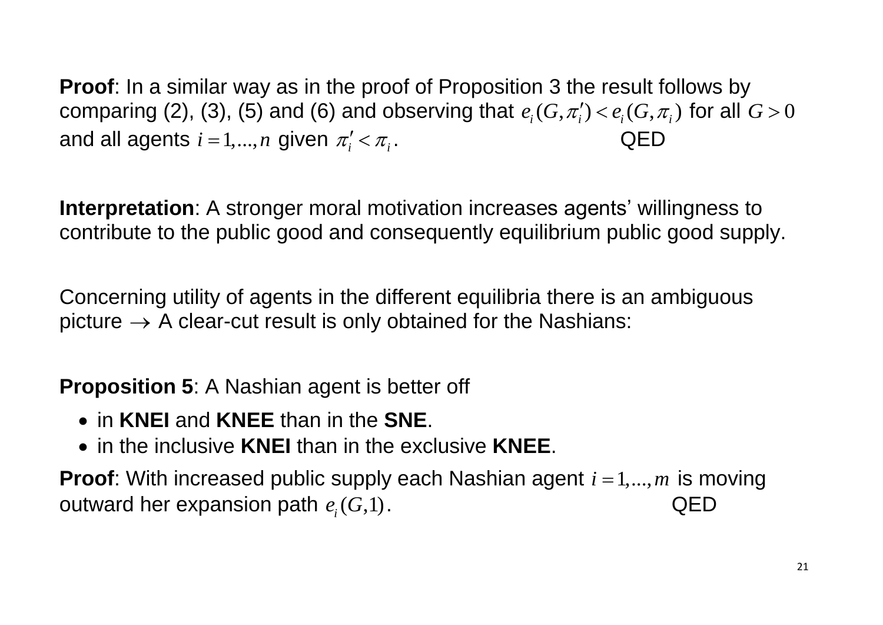**Proof**: In a similar way as in the proof of Proposition 3 the result follows by comparing (2), (3), (5) and (6) and observing that $e_i(G, \pi_i') < e_i(G, \pi_i)$ for all $G > 0$ and all agents $i = 1,...,n$ given $\pi_i' < \pi_i$. QED

**Interpretation**: A stronger moral motivation increases agents' willingness to contribute to the public good and consequently equilibrium public good supply.

Concerning utility of agents in the different equilibria there is an ambiguous picture $\rightarrow$ A clear-cut result is only obtained for the Nashians:

**Proposition 5**: A Nashian agent is better off

- in **KNEI** and **KNEE** than in the **SNE**.
- in the inclusive **KNEI** than in the exclusive **KNEE**.

**Proof**: With increased public supply each Nashian agent $i = 1,...,m$ is moving outward her expansion path $e_i(G,1)$. QED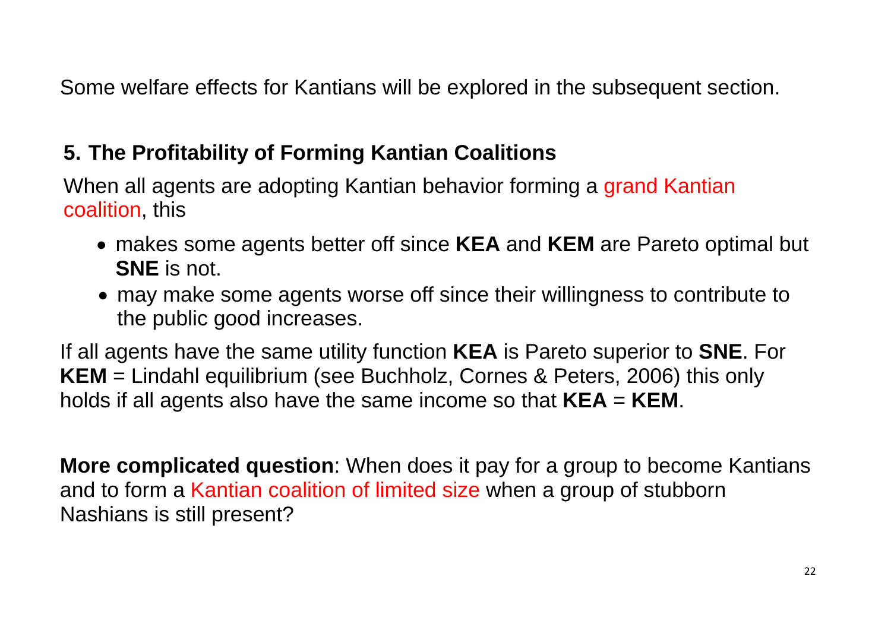Some welfare effects for Kantians will be explored in the subsequent section.

## 5. The Profitability of Forming Kantian Coalitions

When all agents are adopting Kantian behavior forming a grand Kantian coalition, this

- makes some agents better off since **KEA** and **KEM** are Pareto optimal but **SNE** is not.
- may make some agents worse off since their willingness to contribute to the public good increases.

If all agents have the same utility function **KEA** is Pareto superior to **SNE**. For **KEM** = Lindahl equilibrium (see Buchholz, Cornes & Peters, 2006) this only holds if all agents also have the same income so that **KEA** = **KEM**.

**More complicated question**: When does it pay for a group to become Kantians and to form a Kantian coalition of limited size when a group of stubborn Nashians is still present?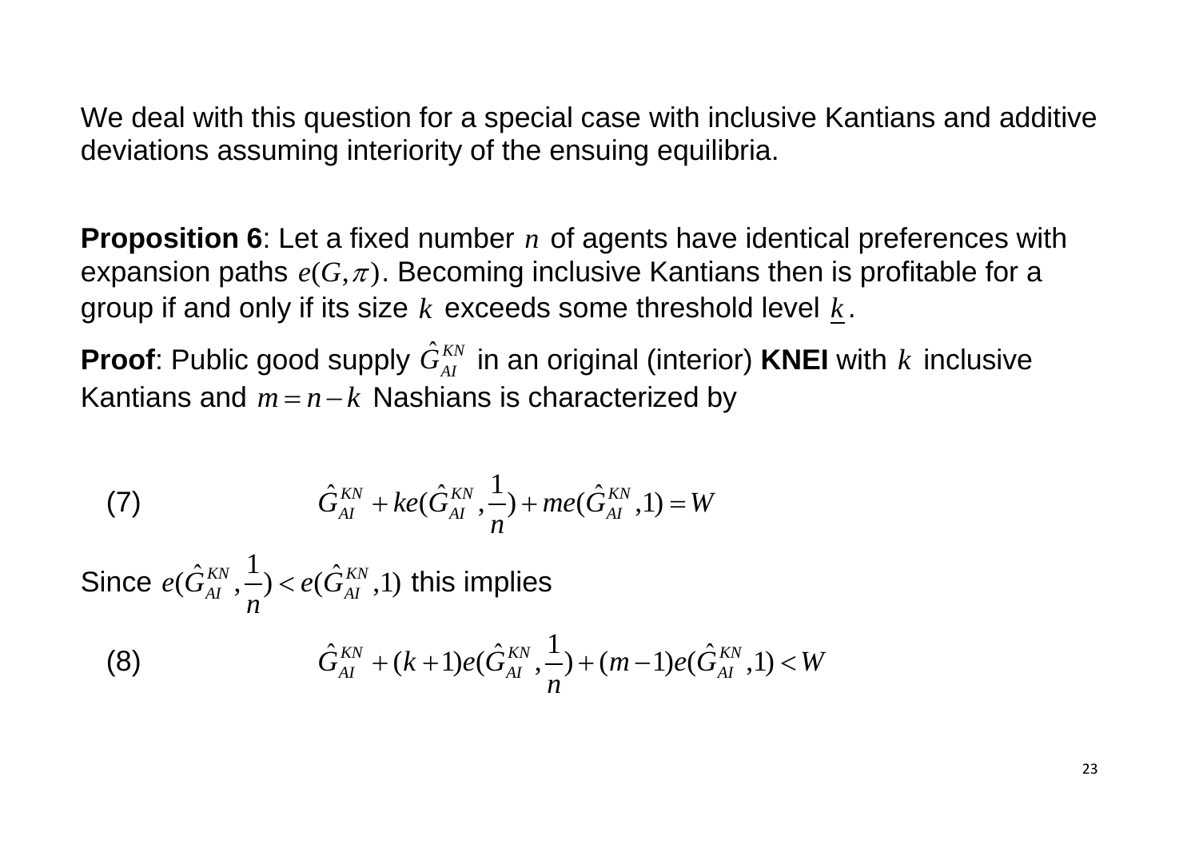We deal with this question for a special case with inclusive Kantians and additive deviations assuming interiority of the ensuing equilibria.

**Proposition 6**: Let a fixed number $n$ of agents have identical preferences with expansion paths $e(G,\pi)$. Becoming inclusive Kantians then is profitable for a group if and only if its size $k$ exceeds some threshold level $\underline{k}$.

**Proof**: Public good supply $\hat{G}_{AI}^{KN}$ in an original (interior) **KNEI** with $k$ inclusive Kantians and $m = n - k$ Nashians is characterized by

$$\hat{G}_{AI}^{KN} + ke(\hat{G}_{AI}^{KN}, \frac{1}{n}) + me(\hat{G}_{AI}^{KN}, 1) = W \tag{7}$$

Since $e(\hat{G}_{AI}^{KN}, \frac{1}{n}) < e(\hat{G}_{AI}^{KN}, 1)$ this implies

$$\hat{G}_{AI}^{KN} + (k+1)e(\hat{G}_{AI}^{KN}, \frac{1}{n}) + (m-1)e(\hat{G}_{AI}^{KN}, 1) < W \tag{8}$$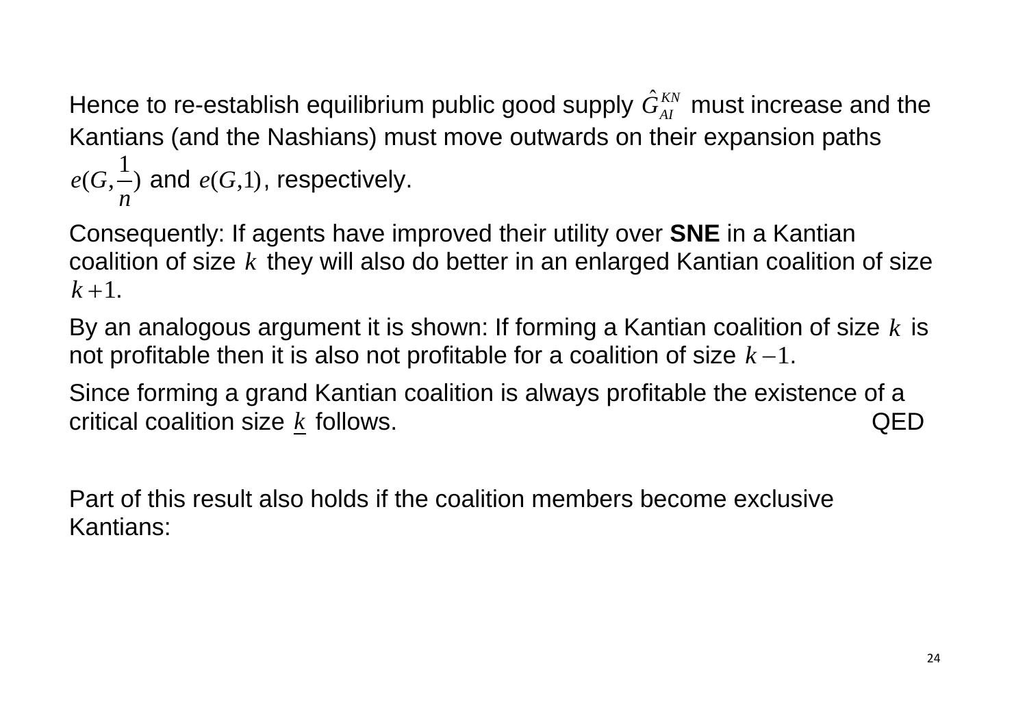Hence to re-establish equilibrium public good supply $\hat{G}_{AI}^{KN}$ must increase and the Kantians (and the Nashians) must move outwards on their expansion paths $e(G,\frac{1}{n})$ and $e(G,1)$, respectively.

Consequently: If agents have improved their utility over **SNE** in a Kantian coalition of size $k$ they will also do better in an enlarged Kantian coalition of size $k+1$.

By an analogous argument it is shown: If forming a Kantian coalition of size $k$ is not profitable then it is also not profitable for a coalition of size $k-1$.

Since forming a grand Kantian coalition is always profitable the existence of a critical coalition size $\underline{k}$ follows. QED

Part of this result also holds if the coalition members become exclusive Kantians: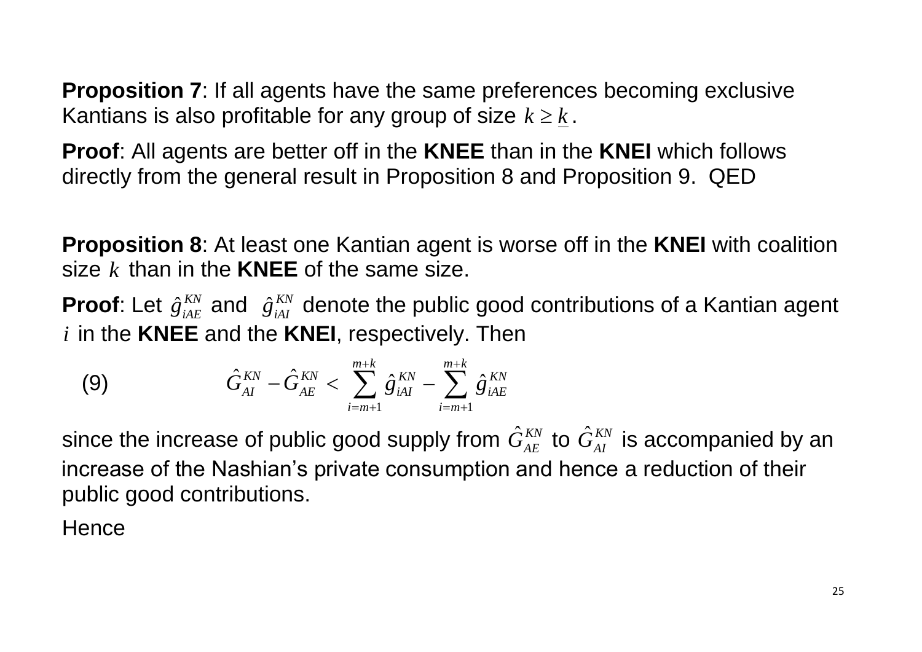**Proposition 7**: If all agents have the same preferences becoming exclusive Kantians is also profitable for any group of size $k \geq \underline{k}$.

**Proof**: All agents are better off in the **KNEE** than in the **KNEI** which follows directly from the general result in Proposition 8 and Proposition 9. QED

**Proposition 8**: At least one Kantian agent is worse off in the **KNEI** with coalition size $k$ than in the **KNEE** of the same size.

**Proof**: Let $\hat{g}_{iAE}^{KN}$ and $\hat{g}_{iAI}^{KN}$ denote the public good contributions of a Kantian agent $i$ in the **KNEE** and the **KNEI**, respectively. Then

$$\hat{G}_{AI}^{KN} - \hat{G}_{AE}^{KN} < \sum_{i=m+1}^{m+k} \hat{g}_{iAI}^{KN} - \sum_{i=m+1}^{m+k} \hat{g}_{iAE}^{KN} \tag{9}$$

since the increase of public good supply from $\hat{G}_{AE}^{KN}$ to $\hat{G}_{AI}^{KN}$ is accompanied by an increase of the Nashian's private consumption and hence a reduction of their public good contributions.

Hence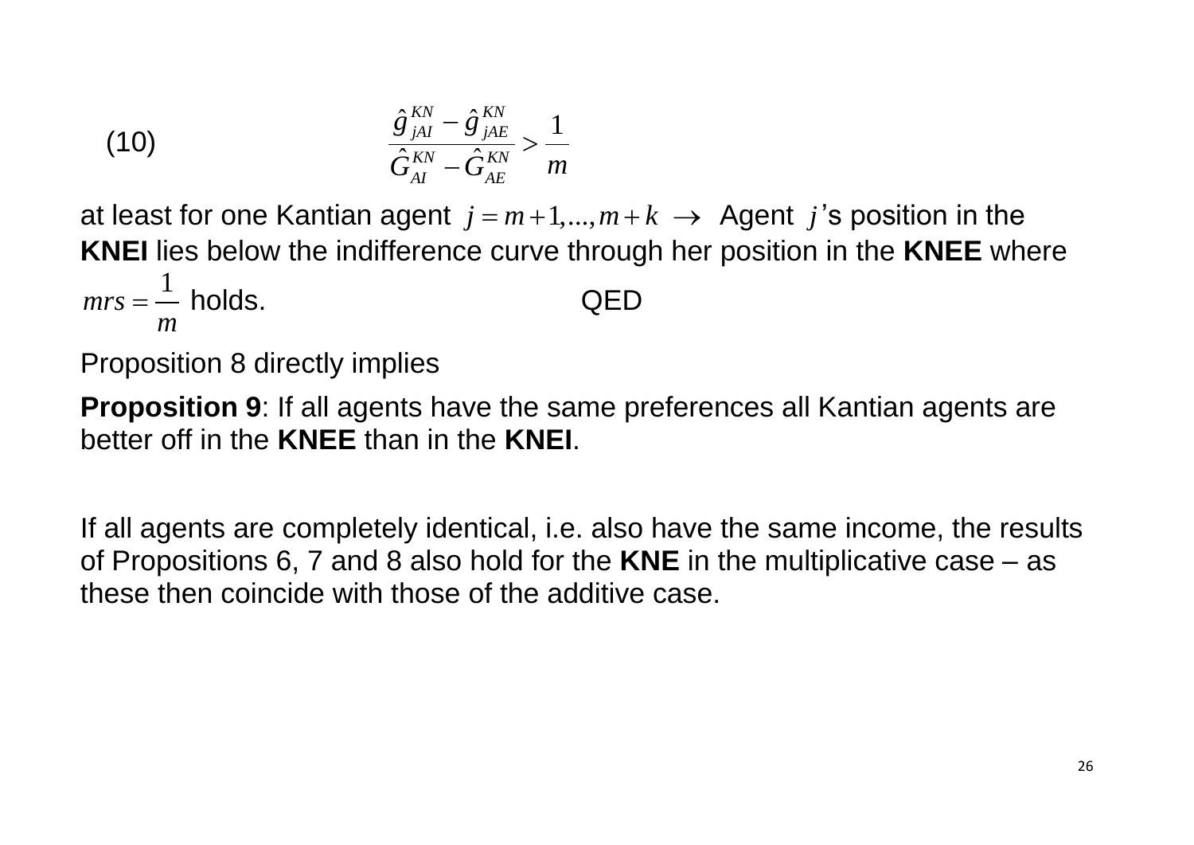$$\text{(10)} \qquad \frac{\hat{g}^{KN}_{jAI} - \hat{g}^{KN}_{jAE}}{\hat{G}^{KN}_{AI} - \hat{G}^{KN}_{AE}} > \frac{1}{m}$$

at least for one Kantian agent $j = m+1,...,m+k$ $\rightarrow$ Agent $j$'s position in the **KNEI** lies below the indifference curve through her position in the **KNEE** where $mrs = \frac{1}{m}$ holds. QED

Proposition 8 directly implies

**Proposition 9**: If all agents have the same preferences all Kantian agents are better off in the **KNEE** than in the **KNEI**.

If all agents are completely identical, i.e. also have the same income, the results of Propositions 6, 7 and 8 also hold for the **KNE** in the multiplicative case – as these then coincide with those of the additive case.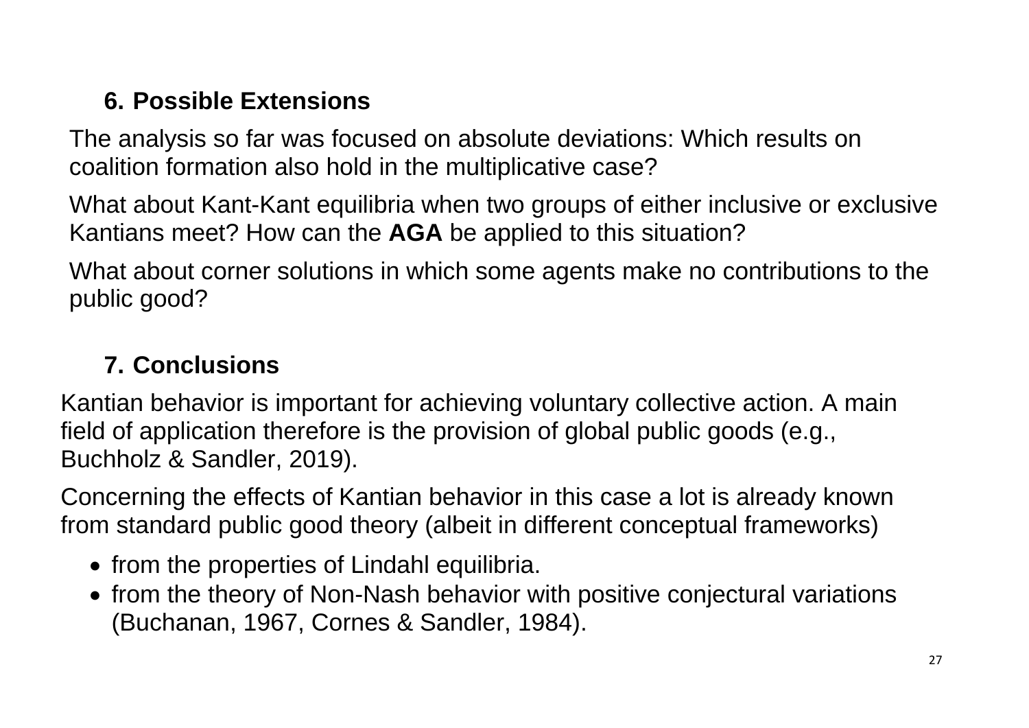## 6. Possible Extensions

The analysis so far was focused on absolute deviations: Which results on coalition formation also hold in the multiplicative case?

What about Kant-Kant equilibria when two groups of either inclusive or exclusive Kantians meet? How can the **AGA** be applied to this situation?

What about corner solutions in which some agents make no contributions to the public good?

## 7. Conclusions

Kantian behavior is important for achieving voluntary collective action. A main field of application therefore is the provision of global public goods (e.g., Buchholz & Sandler, 2019).

Concerning the effects of Kantian behavior in this case a lot is already known from standard public good theory (albeit in different conceptual frameworks)

- from the properties of Lindahl equilibria.
- from the theory of Non-Nash behavior with positive conjectural variations (Buchanan, 1967, Cornes & Sandler, 1984).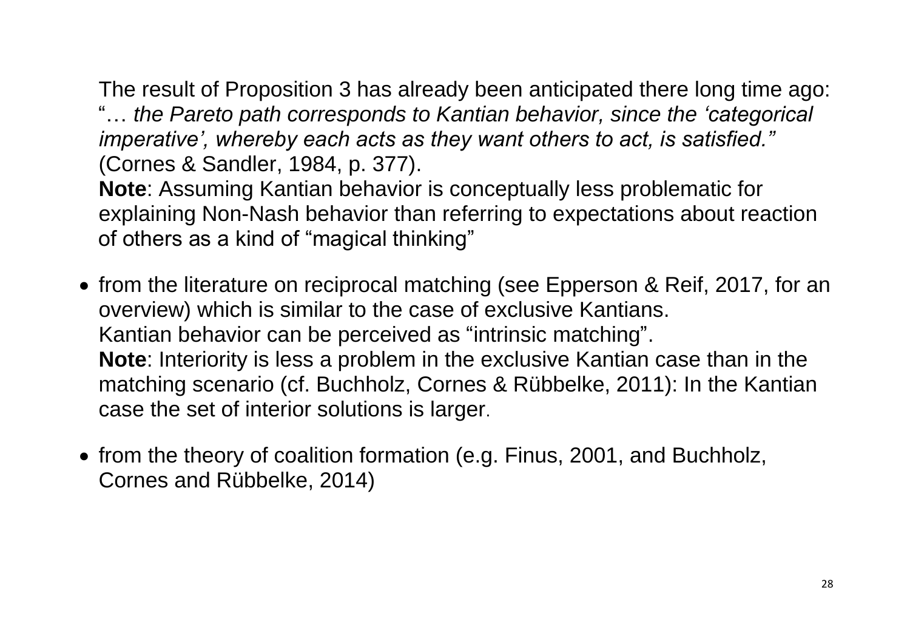The result of Proposition 3 has already been anticipated there long time ago: "… *the Pareto path corresponds to Kantian behavior, since the 'categorical imperative', whereby each acts as they want others to act, is satisfied."* (Cornes & Sandler, 1984, p. 377).
**Note**: Assuming Kantian behavior is conceptually less problematic for explaining Non-Nash behavior than referring to expectations about reaction of others as a kind of "magical thinking"

- from the literature on reciprocal matching (see Epperson & Reif, 2017, for an overview) which is similar to the case of exclusive Kantians.
  Kantian behavior can be perceived as "intrinsic matching".
  **Note**: Interiority is less a problem in the exclusive Kantian case than in the matching scenario (cf. Buchholz, Cornes & Rübbelke, 2011): In the Kantian case the set of interior solutions is larger.

- from the theory of coalition formation (e.g. Finus, 2001, and Buchholz, Cornes and Rübbelke, 2014)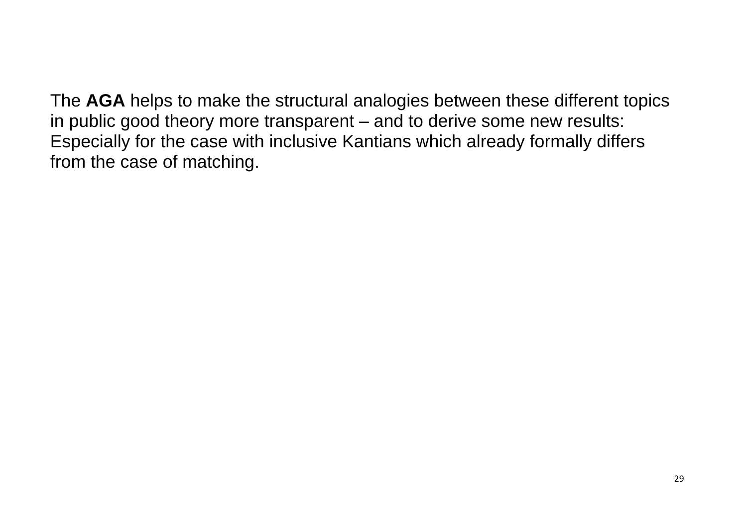The **AGA** helps to make the structural analogies between these different topics in public good theory more transparent – and to derive some new results: Especially for the case with inclusive Kantians which already formally differs from the case of matching.